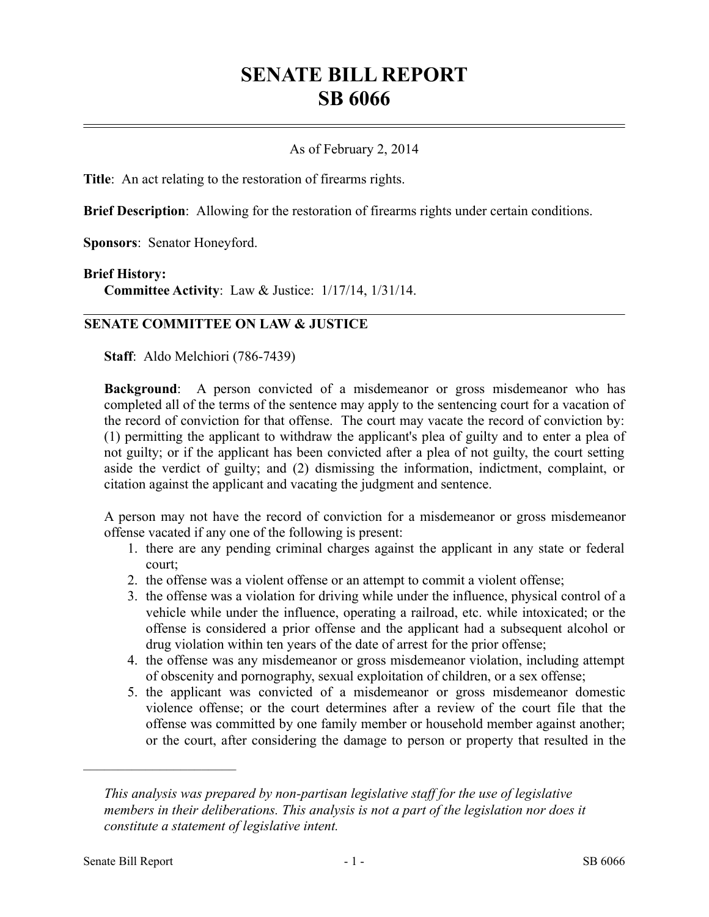# SENATE BILL REPORT
# SB 6066

As of February 2, 2014

**Title**: An act relating to the restoration of firearms rights.

**Brief Description**: Allowing for the restoration of firearms rights under certain conditions.

**Sponsors**: Senator Honeyford.

**Brief History:**
**Committee Activity**: Law & Justice: 1/17/14, 1/31/14.

## SENATE COMMITTEE ON LAW & JUSTICE

**Staff**: Aldo Melchiori (786-7439)

**Background**: A person convicted of a misdemeanor or gross misdemeanor who has completed all of the terms of the sentence may apply to the sentencing court for a vacation of the record of conviction for that offense. The court may vacate the record of conviction by: (1) permitting the applicant to withdraw the applicant's plea of guilty and to enter a plea of not guilty; or if the applicant has been convicted after a plea of not guilty, the court setting aside the verdict of guilty; and (2) dismissing the information, indictment, complaint, or citation against the applicant and vacating the judgment and sentence.

A person may not have the record of conviction for a misdemeanor or gross misdemeanor offense vacated if any one of the following is present:

1. there are any pending criminal charges against the applicant in any state or federal court;
2. the offense was a violent offense or an attempt to commit a violent offense;
3. the offense was a violation for driving while under the influence, physical control of a vehicle while under the influence, operating a railroad, etc. while intoxicated; or the offense is considered a prior offense and the applicant had a subsequent alcohol or drug violation within ten years of the date of arrest for the prior offense;
4. the offense was any misdemeanor or gross misdemeanor violation, including attempt of obscenity and pornography, sexual exploitation of children, or a sex offense;
5. the applicant was convicted of a misdemeanor or gross misdemeanor domestic violence offense; or the court determines after a review of the court file that the offense was committed by one family member or household member against another; or the court, after considering the damage to person or property that resulted in the

---

*This analysis was prepared by non-partisan legislative staff for the use of legislative members in their deliberations. This analysis is not a part of the legislation nor does it constitute a statement of legislative intent.*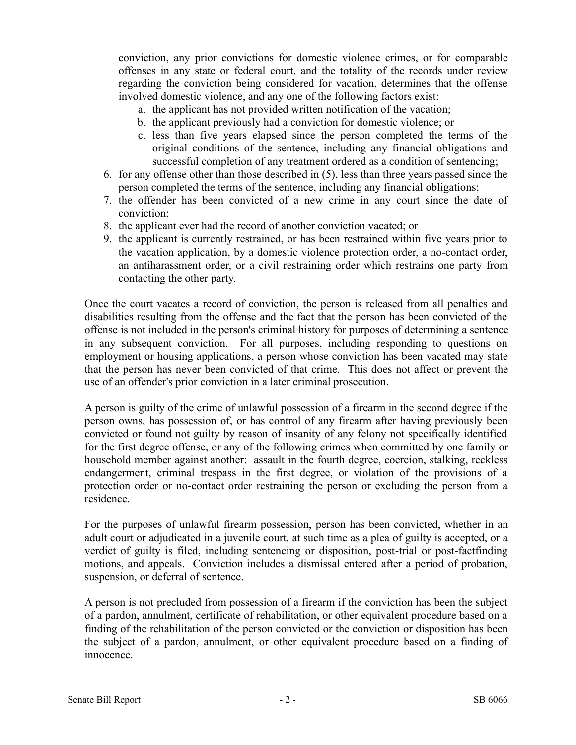conviction, any prior convictions for domestic violence crimes, or for comparable offenses in any state or federal court, and the totality of the records under review regarding the conviction being considered for vacation, determines that the offense involved domestic violence, and any one of the following factors exist:
   a. the applicant has not provided written notification of the vacation;
   b. the applicant previously had a conviction for domestic violence; or
   c. less than five years elapsed since the person completed the terms of the original conditions of the sentence, including any financial obligations and successful completion of any treatment ordered as a condition of sentencing;
6. for any offense other than those described in (5), less than three years passed since the person completed the terms of the sentence, including any financial obligations;
7. the offender has been convicted of a new crime in any court since the date of conviction;
8. the applicant ever had the record of another conviction vacated; or
9. the applicant is currently restrained, or has been restrained within five years prior to the vacation application, by a domestic violence protection order, a no-contact order, an antiharassment order, or a civil restraining order which restrains one party from contacting the other party.

Once the court vacates a record of conviction, the person is released from all penalties and disabilities resulting from the offense and the fact that the person has been convicted of the offense is not included in the person's criminal history for purposes of determining a sentence in any subsequent conviction. For all purposes, including responding to questions on employment or housing applications, a person whose conviction has been vacated may state that the person has never been convicted of that crime. This does not affect or prevent the use of an offender's prior conviction in a later criminal prosecution.

A person is guilty of the crime of unlawful possession of a firearm in the second degree if the person owns, has possession of, or has control of any firearm after having previously been convicted or found not guilty by reason of insanity of any felony not specifically identified for the first degree offense, or any of the following crimes when committed by one family or household member against another: assault in the fourth degree, coercion, stalking, reckless endangerment, criminal trespass in the first degree, or violation of the provisions of a protection order or no-contact order restraining the person or excluding the person from a residence.

For the purposes of unlawful firearm possession, person has been convicted, whether in an adult court or adjudicated in a juvenile court, at such time as a plea of guilty is accepted, or a verdict of guilty is filed, including sentencing or disposition, post-trial or post-factfinding motions, and appeals. Conviction includes a dismissal entered after a period of probation, suspension, or deferral of sentence.

A person is not precluded from possession of a firearm if the conviction has been the subject of a pardon, annulment, certificate of rehabilitation, or other equivalent procedure based on a finding of the rehabilitation of the person convicted or the conviction or disposition has been the subject of a pardon, annulment, or other equivalent procedure based on a finding of innocence.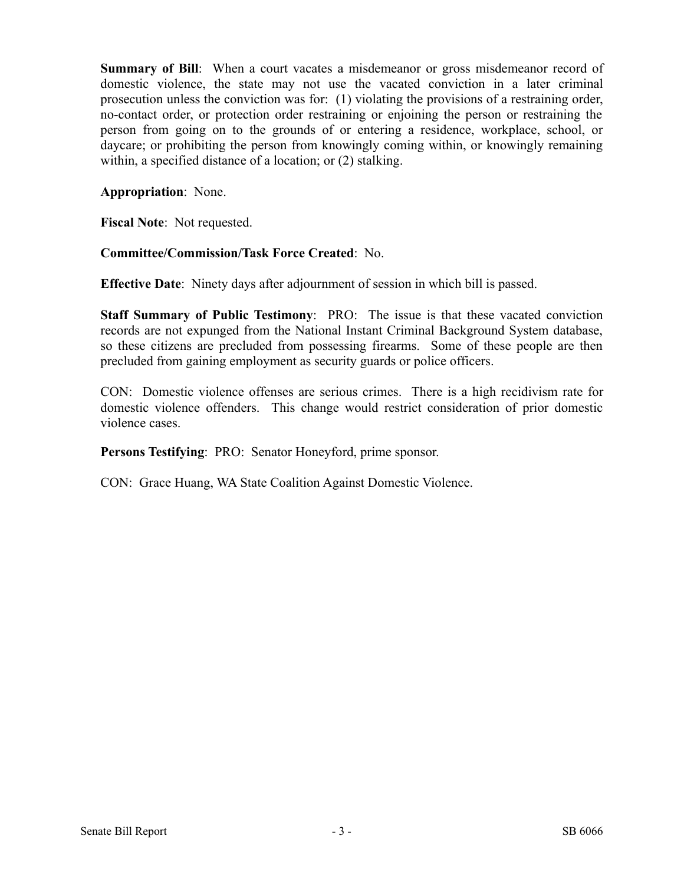**Summary of Bill**: When a court vacates a misdemeanor or gross misdemeanor record of domestic violence, the state may not use the vacated conviction in a later criminal prosecution unless the conviction was for: (1) violating the provisions of a restraining order, no-contact order, or protection order restraining or enjoining the person or restraining the person from going on to the grounds of or entering a residence, workplace, school, or daycare; or prohibiting the person from knowingly coming within, or knowingly remaining within, a specified distance of a location; or (2) stalking.

**Appropriation**: None.

**Fiscal Note**: Not requested.

**Committee/Commission/Task Force Created**: No.

**Effective Date**: Ninety days after adjournment of session in which bill is passed.

**Staff Summary of Public Testimony**: PRO: The issue is that these vacated conviction records are not expunged from the National Instant Criminal Background System database, so these citizens are precluded from possessing firearms. Some of these people are then precluded from gaining employment as security guards or police officers.

CON: Domestic violence offenses are serious crimes. There is a high recidivism rate for domestic violence offenders. This change would restrict consideration of prior domestic violence cases.

**Persons Testifying**: PRO: Senator Honeyford, prime sponsor.

CON: Grace Huang, WA State Coalition Against Domestic Violence.